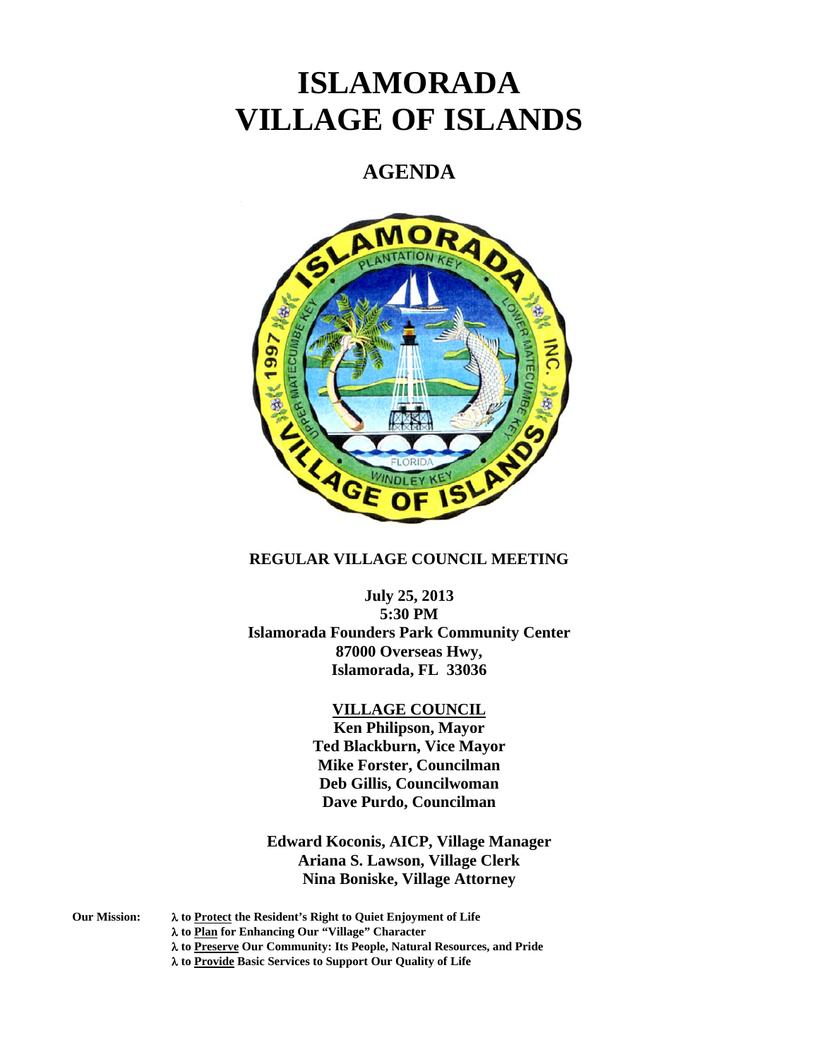# ISLAMORADA
# VILLAGE OF ISLANDS

## AGENDA

**REGULAR VILLAGE COUNCIL MEETING**

**July 25, 2013**
**5:30 PM**
**Islamorada Founders Park Community Center**
**87000 Overseas Hwy,**
**Islamorada, FL 33036**

**VILLAGE COUNCIL**
**Ken Philipson, Mayor**
**Ted Blackburn, Vice Mayor**
**Mike Forster, Councilman**
**Deb Gillis, Councilwoman**
**Dave Purdo, Councilman**

**Edward Koconis, AICP, Village Manager**
**Ariana S. Lawson, Village Clerk**
**Nina Boniske, Village Attorney**

**Our Mission:**
- **to Protect the Resident's Right to Quiet Enjoyment of Life**
- **to Plan for Enhancing Our "Village" Character**
- **to Preserve Our Community: Its People, Natural Resources, and Pride**
- **to Provide Basic Services to Support Our Quality of Life**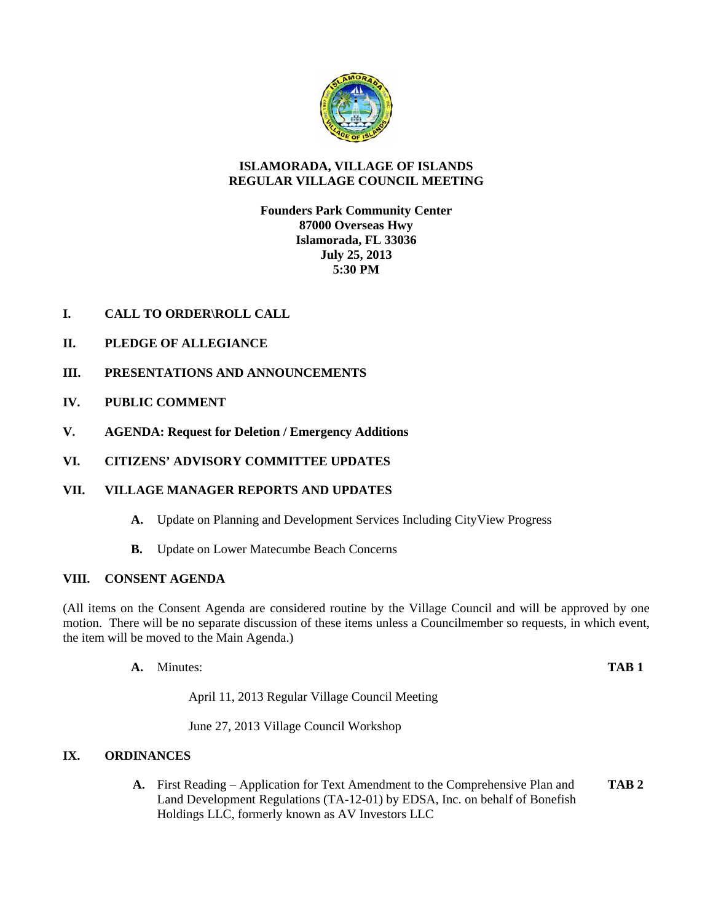# ISLAMORADA, VILLAGE OF ISLANDS
# REGULAR VILLAGE COUNCIL MEETING

**Founders Park Community Center**
**87000 Overseas Hwy**
**Islamorada, FL 33036**
**July 25, 2013**
**5:30 PM**

## I. CALL TO ORDER\ROLL CALL

## II. PLEDGE OF ALLEGIANCE

## III. PRESENTATIONS AND ANNOUNCEMENTS

## IV. PUBLIC COMMENT

## V. AGENDA: Request for Deletion / Emergency Additions

## VI. CITIZENS' ADVISORY COMMITTEE UPDATES

## VII. VILLAGE MANAGER REPORTS AND UPDATES

- **A.** Update on Planning and Development Services Including CityView Progress
- **B.** Update on Lower Matecumbe Beach Concerns

## VIII. CONSENT AGENDA

(All items on the Consent Agenda are considered routine by the Village Council and will be approved by one motion. There will be no separate discussion of these items unless a Councilmember so requests, in which event, the item will be moved to the Main Agenda.)

- **A.** Minutes: **TAB 1**

  April 11, 2013 Regular Village Council Meeting

  June 27, 2013 Village Council Workshop

## IX. ORDINANCES

- **A.** First Reading – Application for Text Amendment to the Comprehensive Plan and Land Development Regulations (TA-12-01) by EDSA, Inc. on behalf of Bonefish Holdings LLC, formerly known as AV Investors LLC **TAB 2**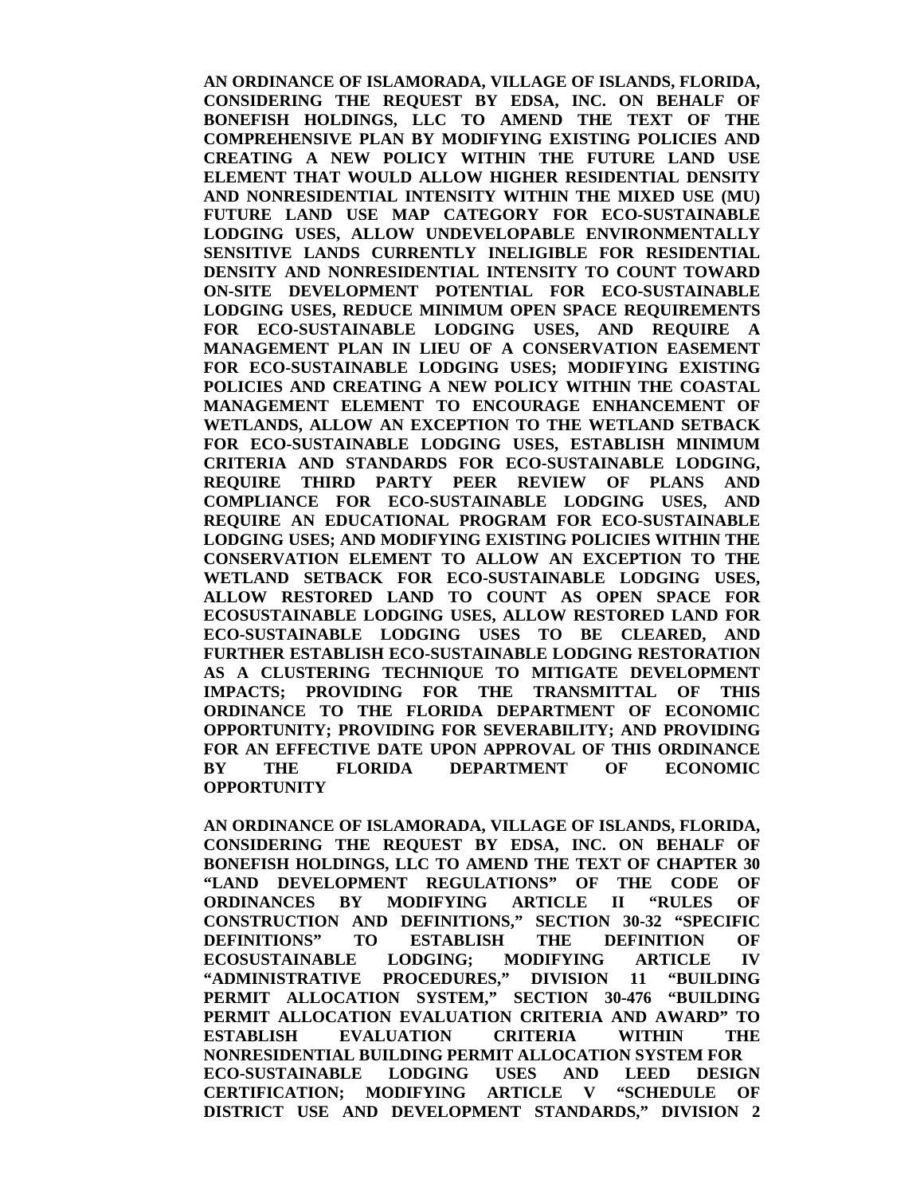**AN ORDINANCE OF ISLAMORADA, VILLAGE OF ISLANDS, FLORIDA, CONSIDERING THE REQUEST BY EDSA, INC. ON BEHALF OF BONEFISH HOLDINGS, LLC TO AMEND THE TEXT OF THE COMPREHENSIVE PLAN BY MODIFYING EXISTING POLICIES AND CREATING A NEW POLICY WITHIN THE FUTURE LAND USE ELEMENT THAT WOULD ALLOW HIGHER RESIDENTIAL DENSITY AND NONRESIDENTIAL INTENSITY WITHIN THE MIXED USE (MU) FUTURE LAND USE MAP CATEGORY FOR ECO-SUSTAINABLE LODGING USES, ALLOW UNDEVELOPABLE ENVIRONMENTALLY SENSITIVE LANDS CURRENTLY INELIGIBLE FOR RESIDENTIAL DENSITY AND NONRESIDENTIAL INTENSITY TO COUNT TOWARD ON-SITE DEVELOPMENT POTENTIAL FOR ECO-SUSTAINABLE LODGING USES, REDUCE MINIMUM OPEN SPACE REQUIREMENTS FOR ECO-SUSTAINABLE LODGING USES, AND REQUIRE A MANAGEMENT PLAN IN LIEU OF A CONSERVATION EASEMENT FOR ECO-SUSTAINABLE LODGING USES; MODIFYING EXISTING POLICIES AND CREATING A NEW POLICY WITHIN THE COASTAL MANAGEMENT ELEMENT TO ENCOURAGE ENHANCEMENT OF WETLANDS, ALLOW AN EXCEPTION TO THE WETLAND SETBACK FOR ECO-SUSTAINABLE LODGING USES, ESTABLISH MINIMUM CRITERIA AND STANDARDS FOR ECO-SUSTAINABLE LODGING, REQUIRE THIRD PARTY PEER REVIEW OF PLANS AND COMPLIANCE FOR ECO-SUSTAINABLE LODGING USES, AND REQUIRE AN EDUCATIONAL PROGRAM FOR ECO-SUSTAINABLE LODGING USES; AND MODIFYING EXISTING POLICIES WITHIN THE CONSERVATION ELEMENT TO ALLOW AN EXCEPTION TO THE WETLAND SETBACK FOR ECO-SUSTAINABLE LODGING USES, ALLOW RESTORED LAND TO COUNT AS OPEN SPACE FOR ECOSUSTAINABLE LODGING USES, ALLOW RESTORED LAND FOR ECO-SUSTAINABLE LODGING USES TO BE CLEARED, AND FURTHER ESTABLISH ECO-SUSTAINABLE LODGING RESTORATION AS A CLUSTERING TECHNIQUE TO MITIGATE DEVELOPMENT IMPACTS; PROVIDING FOR THE TRANSMITTAL OF THIS ORDINANCE TO THE FLORIDA DEPARTMENT OF ECONOMIC OPPORTUNITY; PROVIDING FOR SEVERABILITY; AND PROVIDING FOR AN EFFECTIVE DATE UPON APPROVAL OF THIS ORDINANCE BY THE FLORIDA DEPARTMENT OF ECONOMIC OPPORTUNITY**

**AN ORDINANCE OF ISLAMORADA, VILLAGE OF ISLANDS, FLORIDA, CONSIDERING THE REQUEST BY EDSA, INC. ON BEHALF OF BONEFISH HOLDINGS, LLC TO AMEND THE TEXT OF CHAPTER 30 "LAND DEVELOPMENT REGULATIONS" OF THE CODE OF ORDINANCES BY MODIFYING ARTICLE II "RULES OF CONSTRUCTION AND DEFINITIONS," SECTION 30-32 "SPECIFIC DEFINITIONS" TO ESTABLISH THE DEFINITION OF ECOSUSTAINABLE LODGING; MODIFYING ARTICLE IV "ADMINISTRATIVE PROCEDURES," DIVISION 11 "BUILDING PERMIT ALLOCATION SYSTEM," SECTION 30-476 "BUILDING PERMIT ALLOCATION EVALUATION CRITERIA AND AWARD" TO ESTABLISH EVALUATION CRITERIA WITHIN THE NONRESIDENTIAL BUILDING PERMIT ALLOCATION SYSTEM FOR ECO-SUSTAINABLE LODGING USES AND LEED DESIGN CERTIFICATION; MODIFYING ARTICLE V "SCHEDULE OF DISTRICT USE AND DEVELOPMENT STANDARDS," DIVISION 2**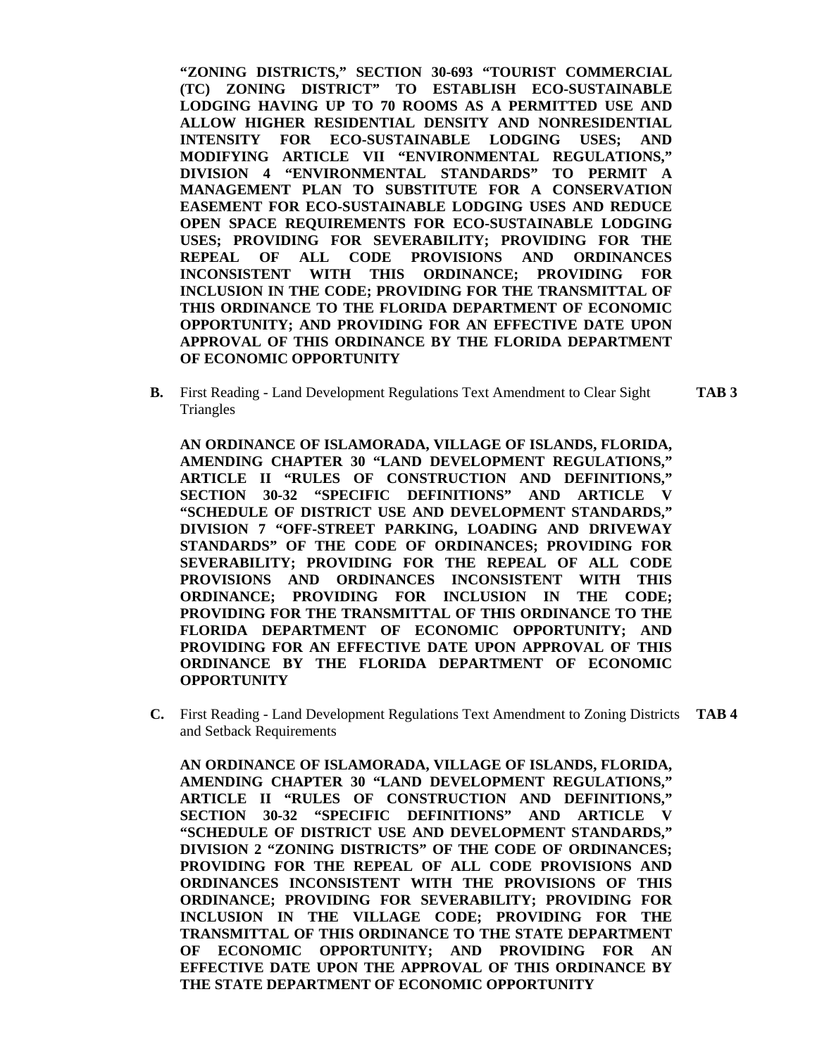**"ZONING DISTRICTS," SECTION 30-693 "TOURIST COMMERCIAL (TC) ZONING DISTRICT" TO ESTABLISH ECO-SUSTAINABLE LODGING HAVING UP TO 70 ROOMS AS A PERMITTED USE AND ALLOW HIGHER RESIDENTIAL DENSITY AND NONRESIDENTIAL INTENSITY FOR ECO-SUSTAINABLE LODGING USES; AND MODIFYING ARTICLE VII "ENVIRONMENTAL REGULATIONS," DIVISION 4 "ENVIRONMENTAL STANDARDS" TO PERMIT A MANAGEMENT PLAN TO SUBSTITUTE FOR A CONSERVATION EASEMENT FOR ECO-SUSTAINABLE LODGING USES AND REDUCE OPEN SPACE REQUIREMENTS FOR ECO-SUSTAINABLE LODGING USES; PROVIDING FOR SEVERABILITY; PROVIDING FOR THE REPEAL OF ALL CODE PROVISIONS AND ORDINANCES INCONSISTENT WITH THIS ORDINANCE; PROVIDING FOR INCLUSION IN THE CODE; PROVIDING FOR THE TRANSMITTAL OF THIS ORDINANCE TO THE FLORIDA DEPARTMENT OF ECONOMIC OPPORTUNITY; AND PROVIDING FOR AN EFFECTIVE DATE UPON APPROVAL OF THIS ORDINANCE BY THE FLORIDA DEPARTMENT OF ECONOMIC OPPORTUNITY**

**B.** First Reading - Land Development Regulations Text Amendment to Clear Sight Triangles **TAB 3**

**AN ORDINANCE OF ISLAMORADA, VILLAGE OF ISLANDS, FLORIDA, AMENDING CHAPTER 30 "LAND DEVELOPMENT REGULATIONS," ARTICLE II "RULES OF CONSTRUCTION AND DEFINITIONS," SECTION 30-32 "SPECIFIC DEFINITIONS" AND ARTICLE V "SCHEDULE OF DISTRICT USE AND DEVELOPMENT STANDARDS," DIVISION 7 "OFF-STREET PARKING, LOADING AND DRIVEWAY STANDARDS" OF THE CODE OF ORDINANCES; PROVIDING FOR SEVERABILITY; PROVIDING FOR THE REPEAL OF ALL CODE PROVISIONS AND ORDINANCES INCONSISTENT WITH THIS ORDINANCE; PROVIDING FOR INCLUSION IN THE CODE; PROVIDING FOR THE TRANSMITTAL OF THIS ORDINANCE TO THE FLORIDA DEPARTMENT OF ECONOMIC OPPORTUNITY; AND PROVIDING FOR AN EFFECTIVE DATE UPON APPROVAL OF THIS ORDINANCE BY THE FLORIDA DEPARTMENT OF ECONOMIC OPPORTUNITY**

**C.** First Reading - Land Development Regulations Text Amendment to Zoning Districts and Setback Requirements **TAB 4**

**AN ORDINANCE OF ISLAMORADA, VILLAGE OF ISLANDS, FLORIDA, AMENDING CHAPTER 30 "LAND DEVELOPMENT REGULATIONS," ARTICLE II "RULES OF CONSTRUCTION AND DEFINITIONS," SECTION 30-32 "SPECIFIC DEFINITIONS" AND ARTICLE V "SCHEDULE OF DISTRICT USE AND DEVELOPMENT STANDARDS," DIVISION 2 "ZONING DISTRICTS" OF THE CODE OF ORDINANCES; PROVIDING FOR THE REPEAL OF ALL CODE PROVISIONS AND ORDINANCES INCONSISTENT WITH THE PROVISIONS OF THIS ORDINANCE; PROVIDING FOR SEVERABILITY; PROVIDING FOR INCLUSION IN THE VILLAGE CODE; PROVIDING FOR THE TRANSMITTAL OF THIS ORDINANCE TO THE STATE DEPARTMENT OF ECONOMIC OPPORTUNITY; AND PROVIDING FOR AN EFFECTIVE DATE UPON THE APPROVAL OF THIS ORDINANCE BY THE STATE DEPARTMENT OF ECONOMIC OPPORTUNITY**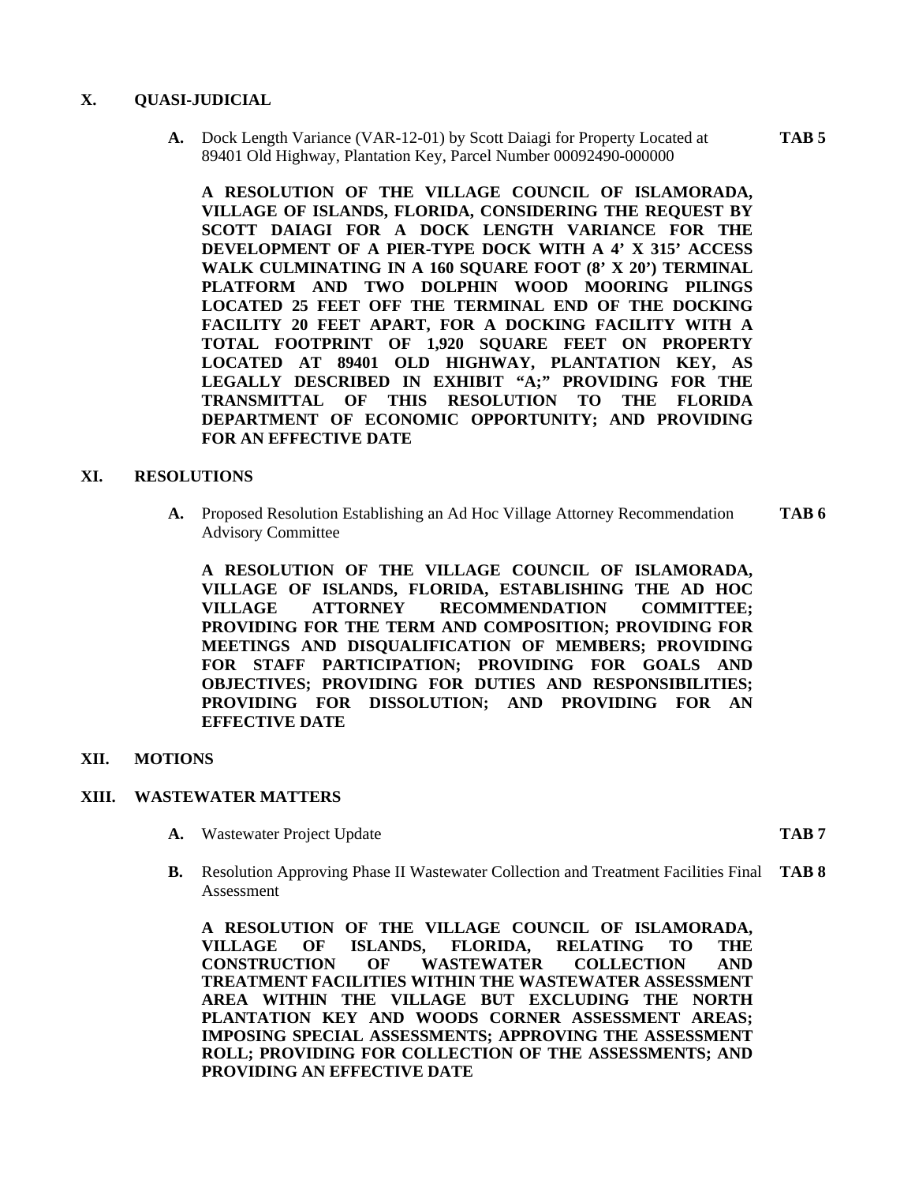## X. QUASI-JUDICIAL

**A.** Dock Length Variance (VAR-12-01) by Scott Daiagi for Property Located at 89401 Old Highway, Plantation Key, Parcel Number 00092490-000000 **TAB 5**

**A RESOLUTION OF THE VILLAGE COUNCIL OF ISLAMORADA, VILLAGE OF ISLANDS, FLORIDA, CONSIDERING THE REQUEST BY SCOTT DAIAGI FOR A DOCK LENGTH VARIANCE FOR THE DEVELOPMENT OF A PIER-TYPE DOCK WITH A 4' X 315' ACCESS WALK CULMINATING IN A 160 SQUARE FOOT (8' X 20') TERMINAL PLATFORM AND TWO DOLPHIN WOOD MOORING PILINGS LOCATED 25 FEET OFF THE TERMINAL END OF THE DOCKING FACILITY 20 FEET APART, FOR A DOCKING FACILITY WITH A TOTAL FOOTPRINT OF 1,920 SQUARE FEET ON PROPERTY LOCATED AT 89401 OLD HIGHWAY, PLANTATION KEY, AS LEGALLY DESCRIBED IN EXHIBIT "A;" PROVIDING FOR THE TRANSMITTAL OF THIS RESOLUTION TO THE FLORIDA DEPARTMENT OF ECONOMIC OPPORTUNITY; AND PROVIDING FOR AN EFFECTIVE DATE**

## XI. RESOLUTIONS

**A.** Proposed Resolution Establishing an Ad Hoc Village Attorney Recommendation Advisory Committee **TAB 6**

**A RESOLUTION OF THE VILLAGE COUNCIL OF ISLAMORADA, VILLAGE OF ISLANDS, FLORIDA, ESTABLISHING THE AD HOC VILLAGE ATTORNEY RECOMMENDATION COMMITTEE; PROVIDING FOR THE TERM AND COMPOSITION; PROVIDING FOR MEETINGS AND DISQUALIFICATION OF MEMBERS; PROVIDING FOR STAFF PARTICIPATION; PROVIDING FOR GOALS AND OBJECTIVES; PROVIDING FOR DUTIES AND RESPONSIBILITIES; PROVIDING FOR DISSOLUTION; AND PROVIDING FOR AN EFFECTIVE DATE**

## XII. MOTIONS

## XIII. WASTEWATER MATTERS

**A.** Wastewater Project Update **TAB 7**

**B.** Resolution Approving Phase II Wastewater Collection and Treatment Facilities Final Assessment **TAB 8**

**A RESOLUTION OF THE VILLAGE COUNCIL OF ISLAMORADA, VILLAGE OF ISLANDS, FLORIDA, RELATING TO THE CONSTRUCTION OF WASTEWATER COLLECTION AND TREATMENT FACILITIES WITHIN THE WASTEWATER ASSESSMENT AREA WITHIN THE VILLAGE BUT EXCLUDING THE NORTH PLANTATION KEY AND WOODS CORNER ASSESSMENT AREAS; IMPOSING SPECIAL ASSESSMENTS; APPROVING THE ASSESSMENT ROLL; PROVIDING FOR COLLECTION OF THE ASSESSMENTS; AND PROVIDING AN EFFECTIVE DATE**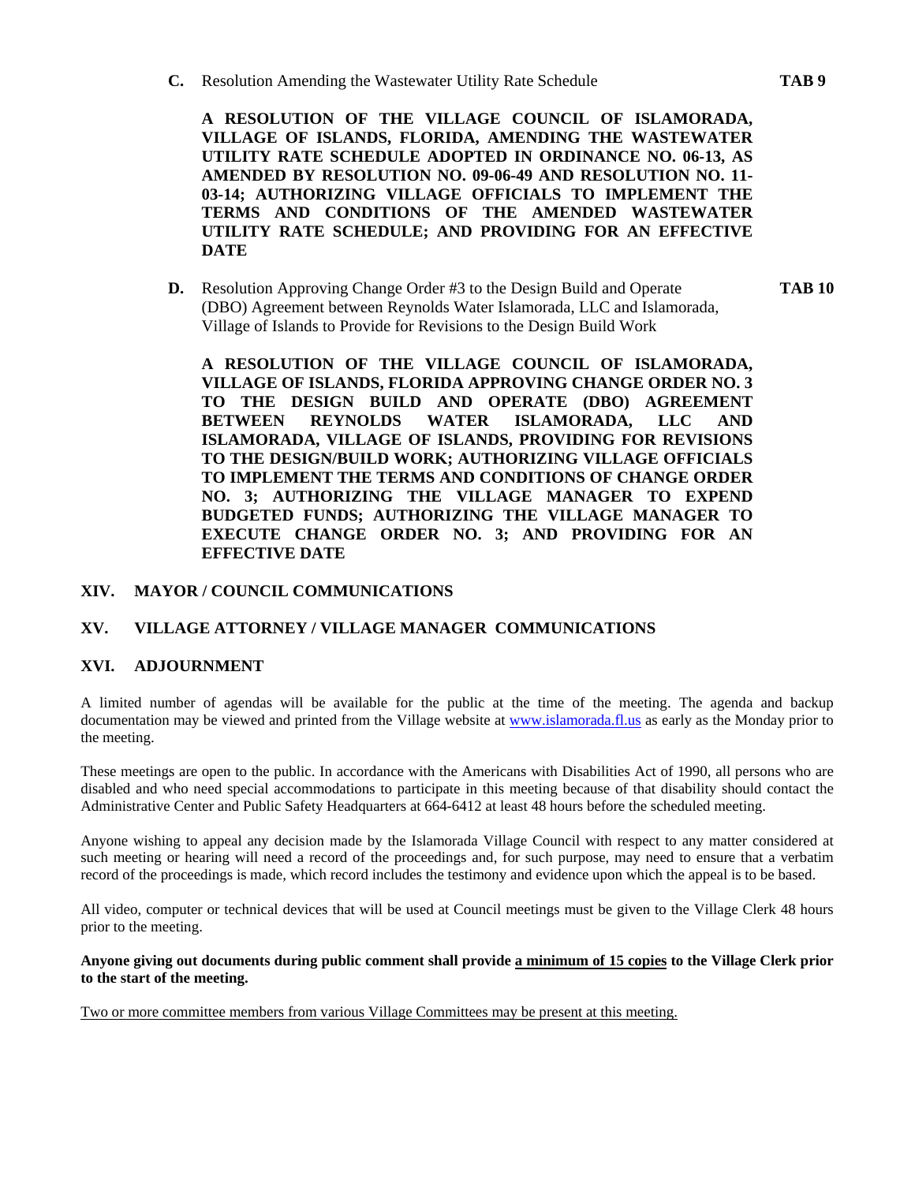**C.** Resolution Amending the Wastewater Utility Rate Schedule **TAB 9**

**A RESOLUTION OF THE VILLAGE COUNCIL OF ISLAMORADA, VILLAGE OF ISLANDS, FLORIDA, AMENDING THE WASTEWATER UTILITY RATE SCHEDULE ADOPTED IN ORDINANCE NO. 06-13, AS AMENDED BY RESOLUTION NO. 09-06-49 AND RESOLUTION NO. 11-03-14; AUTHORIZING VILLAGE OFFICIALS TO IMPLEMENT THE TERMS AND CONDITIONS OF THE AMENDED WASTEWATER UTILITY RATE SCHEDULE; AND PROVIDING FOR AN EFFECTIVE DATE**

**D.** Resolution Approving Change Order #3 to the Design Build and Operate (DBO) Agreement between Reynolds Water Islamorada, LLC and Islamorada, Village of Islands to Provide for Revisions to the Design Build Work **TAB 10**

**A RESOLUTION OF THE VILLAGE COUNCIL OF ISLAMORADA, VILLAGE OF ISLANDS, FLORIDA APPROVING CHANGE ORDER NO. 3 TO THE DESIGN BUILD AND OPERATE (DBO) AGREEMENT BETWEEN REYNOLDS WATER ISLAMORADA, LLC AND ISLAMORADA, VILLAGE OF ISLANDS, PROVIDING FOR REVISIONS TO THE DESIGN/BUILD WORK; AUTHORIZING VILLAGE OFFICIALS TO IMPLEMENT THE TERMS AND CONDITIONS OF CHANGE ORDER NO. 3; AUTHORIZING THE VILLAGE MANAGER TO EXPEND BUDGETED FUNDS; AUTHORIZING THE VILLAGE MANAGER TO EXECUTE CHANGE ORDER NO. 3; AND PROVIDING FOR AN EFFECTIVE DATE**

## XIV. MAYOR / COUNCIL COMMUNICATIONS

## XV. VILLAGE ATTORNEY / VILLAGE MANAGER COMMUNICATIONS

## XVI. ADJOURNMENT

A limited number of agendas will be available for the public at the time of the meeting. The agenda and backup documentation may be viewed and printed from the Village website at [www.islamorada.fl.us](http://www.islamorada.fl.us) as early as the Monday prior to the meeting.

These meetings are open to the public. In accordance with the Americans with Disabilities Act of 1990, all persons who are disabled and who need special accommodations to participate in this meeting because of that disability should contact the Administrative Center and Public Safety Headquarters at 664-6412 at least 48 hours before the scheduled meeting.

Anyone wishing to appeal any decision made by the Islamorada Village Council with respect to any matter considered at such meeting or hearing will need a record of the proceedings and, for such purpose, may need to ensure that a verbatim record of the proceedings is made, which record includes the testimony and evidence upon which the appeal is to be based.

All video, computer or technical devices that will be used at Council meetings must be given to the Village Clerk 48 hours prior to the meeting.

**Anyone giving out documents during public comment shall provide <u>a minimum of 15 copies</u> to the Village Clerk prior to the start of the meeting.**

<u>Two or more committee members from various Village Committees may be present at this meeting.</u>